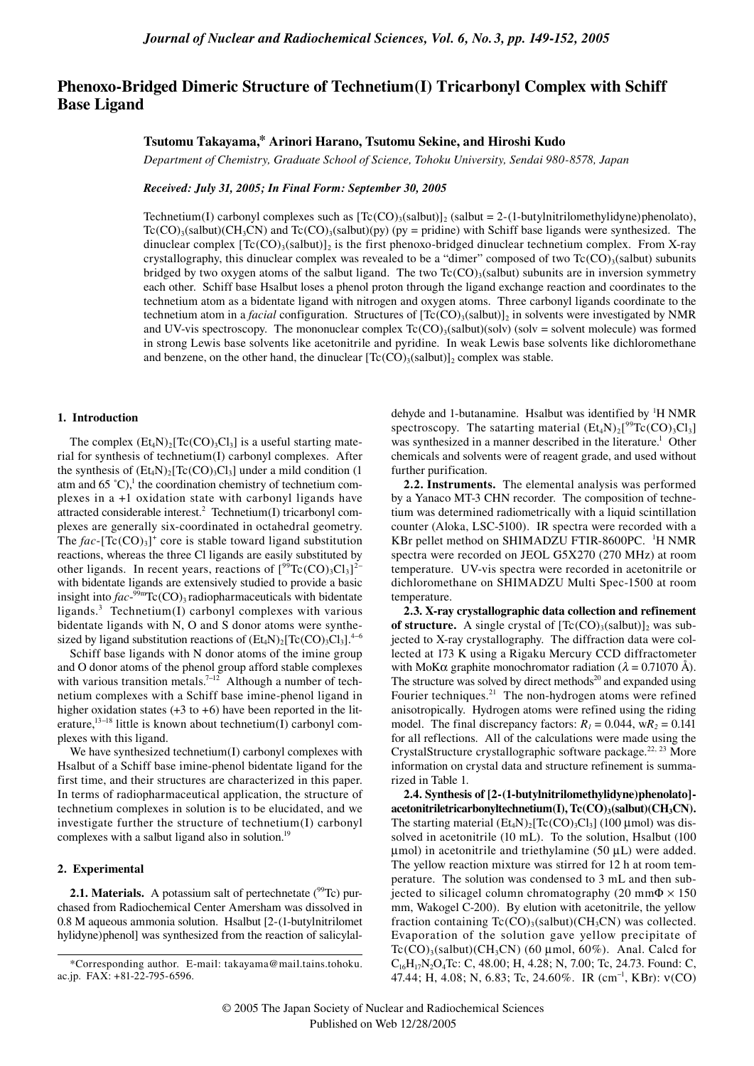# Phenoxo-Bridged Dimeric Structure of Technetium(I) Tricarbonyl Complex with Schiff Base Ligand

**Tsutomu Takayama,* Arinori Harano, Tsutomu Sekine, and Hiroshi Kudo**

*Department of Chemistry, Graduate School of Science, Tohoku University, Sendai 980-8578, Japan*

***Received: July 31, 2005; In Final Form: September 30, 2005***

Technetium(I) carbonyl complexes such as $[Tc(CO)_3(salbut)]_2$ (salbut = 2-(1-butylnitrilomethylidyne)phenolato), $Tc(CO)_3(salbut)(CH_3CN)$ and $Tc(CO)_3(salbut)(py)$ (py = pridine) with Schiff base ligands were synthesized. The dinuclear complex $[Tc(CO)_3(salbut)]_2$ is the first phenoxo-bridged dinuclear technetium complex. From X-ray crystallography, this dinuclear complex was revealed to be a "dimer" composed of two $Tc(CO)_3(salbut)$ subunits bridged by two oxygen atoms of the salbut ligand. The two $Tc(CO)_3(salbut)$ subunits are in inversion symmetry each other. Schiff base Hsalbut loses a phenol proton through the ligand exchange reaction and coordinates to the technetium atom as a bidentate ligand with nitrogen and oxygen atoms. Three carbonyl ligands coordinate to the technetium atom in a *facial* configuration. Structures of $[Tc(CO)_3(salbut)]_2$ in solvents were investigated by NMR and UV-vis spectroscopy. The mononuclear complex $Tc(CO)_3(salbut)(solv)$ (solv = solvent molecule) was formed in strong Lewis base solvents like acetonitrile and pyridine. In weak Lewis base solvents like dichloromethane and benzene, on the other hand, the dinuclear $[Tc(CO)_3(salbut)]_2$ complex was stable.

## 1. Introduction

The complex $(Et_4N)_2[Tc(CO)_3Cl_3]$ is a useful starting material for synthesis of technetium(I) carbonyl complexes. After the synthesis of $(Et_4N)_2[Tc(CO)_3Cl_3]$ under a mild condition (1 atm and 65 ˚C),[1] the coordination chemistry of technetium complexes in a +1 oxidation state with carbonyl ligands have attracted considerable interest.[2] Technetium(I) tricarbonyl complexes are generally six-coordinated in octahedral geometry. The *fac*-$[Tc(CO)_3]^+$ core is stable toward ligand substitution reactions, whereas the three Cl ligands are easily substituted by other ligands. In recent years, reactions of $[^{99}Tc(CO)_3Cl_3]^{2-}$ with bidentate ligands are extensively studied to provide a basic insight into *fac*-$^{99m}Tc(CO)_3$ radiopharmaceuticals with bidentate ligands.[3] Technetium(I) carbonyl complexes with various bidentate ligands with N, O and S donor atoms were synthesized by ligand substitution reactions of $(Et_4N)_2[Tc(CO)_3Cl_3]$.[4–6]

Schiff base ligands with N donor atoms of the imine group and O donor atoms of the phenol group afford stable complexes with various transition metals.[7–12] Although a number of technetium complexes with a Schiff base imine-phenol ligand in higher oxidation states (+3 to +6) have been reported in the literature,[13–18] little is known about technetium(I) carbonyl complexes with this ligand.

We have synthesized technetium(I) carbonyl complexes with Hsalbut of a Schiff base imine-phenol bidentate ligand for the first time, and their structures are characterized in this paper. In terms of radiopharmaceutical application, the structure of technetium complexes in solution is to be elucidated, and we investigate further the structure of technetium(I) carbonyl complexes with a salbut ligand also in solution.[19]

## 2. Experimental

**2.1. Materials.** A potassium salt of pertechnetate ($^{99}$Tc) purchased from Radiochemical Center Amersham was dissolved in 0.8 M aqueous ammonia solution. Hsalbut [2-(1-butylnitrilomethylidyne)phenol] was synthesized from the reaction of salicylaldehyde and 1-butanamine. Hsalbut was identified by $^1$H NMR spectroscopy. The satarting material $(Et_4N)_2[^{99}Tc(CO)_3Cl_3]$ was synthesized in a manner described in the literature.[1] Other chemicals and solvents were of reagent grade, and used without further purification.

**2.2. Instruments.** The elemental analysis was performed by a Yanaco MT-3 CHN recorder. The composition of technetium was determined radiometrically with a liquid scintillation counter (Aloka, LSC-5100). IR spectra were recorded with a KBr pellet method on SHIMADZU FTIR-8600PC. $^1$H NMR spectra were recorded on JEOL G5X270 (270 MHz) at room temperature. UV-vis spectra were recorded in acetonitrile or dichloromethane on SHIMADZU Multi Spec-1500 at room temperature.

**2.3. X-ray crystallographic data collection and refinement of structure.** A single crystal of $[Tc(CO)_3(salbut)]_2$ was subjected to X-ray crystallography. The diffraction data were collected at 173 K using a Rigaku Mercury CCD diffractometer with MoK$\alpha$ graphite monochromator radiation ($\lambda$ = 0.71070 Å). The structure was solved by direct methods[20] and expanded using Fourier techniques.[21] The non-hydrogen atoms were refined anisotropically. Hydrogen atoms were refined using the riding model. The final discrepancy factors: $R_1$ = 0.044, w$R_2$ = 0.141 for all reflections. All of the calculations were made using the CrystalStructure crystallographic software package.[22, 23] More information on crystal data and structure refinement is summarized in Table 1.

**2.4. Synthesis of [2-(1-butylnitrilomethylidyne)phenolato]-acetonitriletricarbonyltechnetium(I), $Tc(CO)_3(salbut)(CH_3CN)$.** The starting material $(Et_4N)_2[Tc(CO)_3Cl_3]$ (100 μmol) was dissolved in acetonitrile (10 mL). To the solution, Hsalbut (100 μmol) in acetonitrile and triethylamine (50 μL) were added. The yellow reaction mixture was stirred for 12 h at room temperature. The solution was condensed to 3 mL and then subjected to silicagel column chromatography (20 mmΦ × 150 mm, Wakogel C-200). By elution with acetonitrile, the yellow fraction containing $Tc(CO)_3(salbut)(CH_3CN)$ was collected. Evaporation of the solution gave yellow precipitate of $Tc(CO)_3(salbut)(CH_3CN)$ (60 μmol, 60%). Anal. Calcd for $C_{16}H_{17}N_2O_4Tc$: C, 48.00; H, 4.28; N, 7.00; Tc, 24.73. Found: C, 47.44; H, 4.08; N, 6.83; Tc, 24.60%. IR (cm$^{-1}$, KBr): ν(CO)

*Corresponding author. E-mail: takayama@mail.tains.tohoku.ac.jp. FAX: +81-22-795-6596.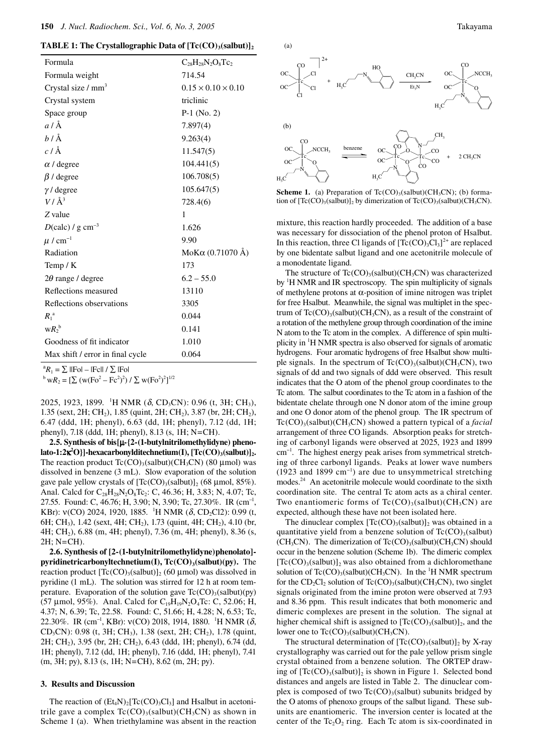**TABLE 1: The Crystallographic Data of $[Tc(CO)_3(salbut)]_2$**

| | |
|---|---|
| Formula | $C_{28}H_{28}N_2O_8Tc_2$ |
| Formula weight | 714.54 |
| Crystal size / $mm^3$ | $0.15 \times 0.10 \times 0.10$ |
| Crystal system | triclinic |
| Space group | P-1 (No. 2) |
| $a$ / Å | 7.897(4) |
| $b$ / Å | 9.263(4) |
| $c$ / Å | 11.547(5) |
| $\alpha$ / degree | 104.441(5) |
| $\beta$ / degree | 106.708(5) |
| $\gamma$ / degree | 105.647(5) |
| $V$ / Å$^3$ | 728.4(6) |
| $Z$ value | 1 |
| $D$(calc) / g $cm^{-3}$ | 1.626 |
| $\mu$ / $cm^{-1}$ | 9.90 |
| Radiation | MoK$\alpha$ (0.71070 Å) |
| Temp / K | 173 |
| $2\theta$ range / degree | 6.2 – 55.0 |
| Reflections measured | 13110 |
| Reflections observations | 3305 |
| $R_1$[a] | 0.044 |
| w$R_2$[b] | 0.141 |
| Goodness of fit indicator | 1.010 |
| Max shift / error in final cycle | 0.064 |

[a] $R_1 = \sum ||Fo| - |Fc|| / \sum |Fo|$
[b] $wR_2 = [\sum (w(Fo^2 - Fc^2)^2) / \sum w(Fo^2)^2]^{1/2}$

2025, 1923, 1899. $^1$H NMR ($\delta$, $CD_3CN$): 0.96 (t, 3H; $CH_3$), 1.35 (sext, 2H; $CH_2$), 1.85 (quint, 2H; $CH_2$), 3.87 (br, 2H; $CH_2$), 6.47 (ddd, 1H; phenyl), 6.63 (dd, 1H; phenyl), 7.12 (dd, 1H; phenyl), 7.18 (ddd, 1H; phenyl), 8.13 (s, 1H; N=CH).

**2.5. Synthesis of bis[μ-{2-(1-butylnitrilomethylidyne) phenolato-1:2$\kappa^2$O}]-hexacarbonylditechnetium(I), $[Tc(CO)_3(salbut)]_2$.** The reaction product $Tc(CO)_3(salbut)(CH_3CN)$ (80 μmol) was dissolved in benzene (3 mL). Slow evaporation of the solution gave pale yellow crystals of $[Tc(CO)_3(salbut)]_2$ (68 μmol, 85%). Anal. Calcd for $C_{28}H_{28}N_2O_8Tc_2$: C, 46.36; H, 3.83; N, 4.07; Tc, 27.55. Found: C, 46.76; H, 3.90; N, 3.90; Tc, 27.30%. IR ($cm^{-1}$, KBr): ν(CO) 2024, 1920, 1885. $^1$H NMR ($\delta$, $CD_2Cl2$): 0.99 (t, 6H; $CH_3$), 1.42 (sext, 4H; $CH_2$), 1.73 (quint, 4H; $CH_2$), 4.10 (br, 4H; $CH_2$), 6.88 (m, 4H; phenyl), 7.36 (m, 4H; phenyl), 8.36 (s, 2H; N=CH).

**2.6. Synthesis of [2-(1-butylnitrilomethylidyne)phenolato]-pyridinetricarbonyltechnetium(I), $Tc(CO)_3(salbut)(py)$.** The reaction product $[Tc(CO)_3(salbut)]_2$ (60 μmol) was dissolved in pyridine (1 mL). The solution was stirred for 12 h at room temperature. Evaporation of the solution gave $Tc(CO)_3(salbut)(py)$ (57 μmol, 95%). Anal. Calcd for $C_{19}H_{19}N_2O_4Tc$: C, 52.06; H, 4.37; N, 6.39; Tc, 22.58. Found: C, 51.66; H, 4.28; N, 6.53; Tc, 22.30%. IR ($cm^{-1}$, KBr): ν(CO) 2018, 1914, 1880. $^1$H NMR ($\delta$, $CD_3CN$): 0.98 (t, 3H; $CH_3$), 1.38 (sext, 2H; $CH_2$), 1.78 (quint, 2H; $CH_2$), 3.95 (br, 2H; $CH_2$), 6.43 (ddd, 1H; phenyl), 6.74 (dd, 1H; phenyl), 7.12 (dd, 1H; phenyl), 7.16 (ddd, 1H; phenyl), 7.41 (m, 3H; py), 8.13 (s, 1H; N=CH), 8.62 (m, 2H; py).

## 3. Results and Discussion

The reaction of $(Et_4N)_2[Tc(CO)_3Cl_3]$ and Hsalbut in acetonitrile gave a complex $Tc(CO)_3(salbut)(CH_3CN)$ as shown in Scheme 1 (a). When triethylamine was absent in the reaction mixture, this reaction hardly proceeded. The addition of a base was necessary for dissociation of the phenol proton of Hsalbut. In this reaction, three Cl ligands of $[Tc(CO)_3Cl_3]^{2+}$ are replaced by one bidentate salbut ligand and one acetonitrile molecule of a monodentate ligand.

**Scheme 1.** (a) Preparation of $Tc(CO)_3(salbut)(CH_3CN)$; (b) formation of $[Tc(CO)_3(salbut)]_2$ by dimerization of $Tc(CO)_3(salbut)(CH_3CN)$.

The structure of $Tc(CO)_3(salbut)(CH_3CN)$ was characterized by $^1$H NMR and IR spectroscopy. The spin multiplicity of signals of methylene protons at α-position of imine nitrogen was triplet for free Hsalbut. Meanwhile, the signal was multiplet in the spectrum of $Tc(CO)_3(salbut)(CH_3CN)$, as a result of the constraint of a rotation of the methylene group through coordination of the imine N atom to the Tc atom in the complex. A difference of spin multiplicity in $^1$H NMR spectra is also observed for signals of aromatic hydrogens. Four aromatic hydrogens of free Hsalbut show multiple signals. In the spectrum of $Tc(CO)_3(salbut)(CH_3CN)$, two signals of dd and two signals of ddd were observed. This result indicates that the O atom of the phenol group coordinates to the Tc atom. The salbut coordinates to the Tc atom in a fashion of the bidentate chelate through one N donor atom of the imine group and one O donor atom of the phenol group. The IR spectrum of $Tc(CO)_3(salbut)(CH_3CN)$ showed a pattern typical of a *facial* arrangement of three CO ligands. Absorption peaks for stretching of carbonyl ligands were observed at 2025, 1923 and 1899 $cm^{-1}$. The highest energy peak arises from symmetrical stretching of three carbonyl ligands. Peaks at lower wave numbers (1923 and 1899 $cm^{-1}$) are due to unsymmetrical stretching modes.[24] An acetonitrile molecule would coordinate to the sixth coordination site. The central Tc atom acts as a chiral center. Two enantiomeric forms of $Tc(CO)_3(salbut)(CH_3CN)$ are expected, although these have not been isolated here.

The dinuclear complex $[Tc(CO)_3(salbut)]_2$ was obtained in a quantitative yield from a benzene solution of $Tc(CO)_3(salbut)(CH_3CN)$. The dimerization of $Tc(CO)_3(salbut)(CH_3CN)$ should occur in the benzene solution (Scheme 1b). The dimeric complex $[Tc(CO)_3(salbut)]_2$ was also obtained from a dichloromethane solution of $Tc(CO)_3(salbut)(CH_3CN)$. In the $^1$H NMR spectrum for the $CD_2Cl_2$ solution of $Tc(CO)_3(salbut)(CH_3CN)$, two singlet signals originated from the imine proton were observed at 7.93 and 8.36 ppm. This result indicates that both monomeric and dimeric complexes are present in the solution. The signal at higher chemical shift is assigned to $[Tc(CO)_3(salbut)]_2$, and the lower one to $Tc(CO)_3(salbut)(CH_3CN)$.

The structural determination of $[Tc(CO)_3(salbut)]_2$ by X-ray crystallography was carried out for the pale yellow prism single crystal obtained from a benzene solution. The ORTEP drawing of $[Tc(CO)_3(salbut)]_2$ is shown in Figure 1. Selected bond distances and angels are listed in Table 2. The dinuclear complex is composed of two $Tc(CO)_3(salbut)$ subunits bridged by the O atoms of phenoxo groups of the salbut ligand. These subunits are enantiomeric. The inversion center is located at the center of the $Tc_2O_2$ ring. Each Tc atom is six-coordinated in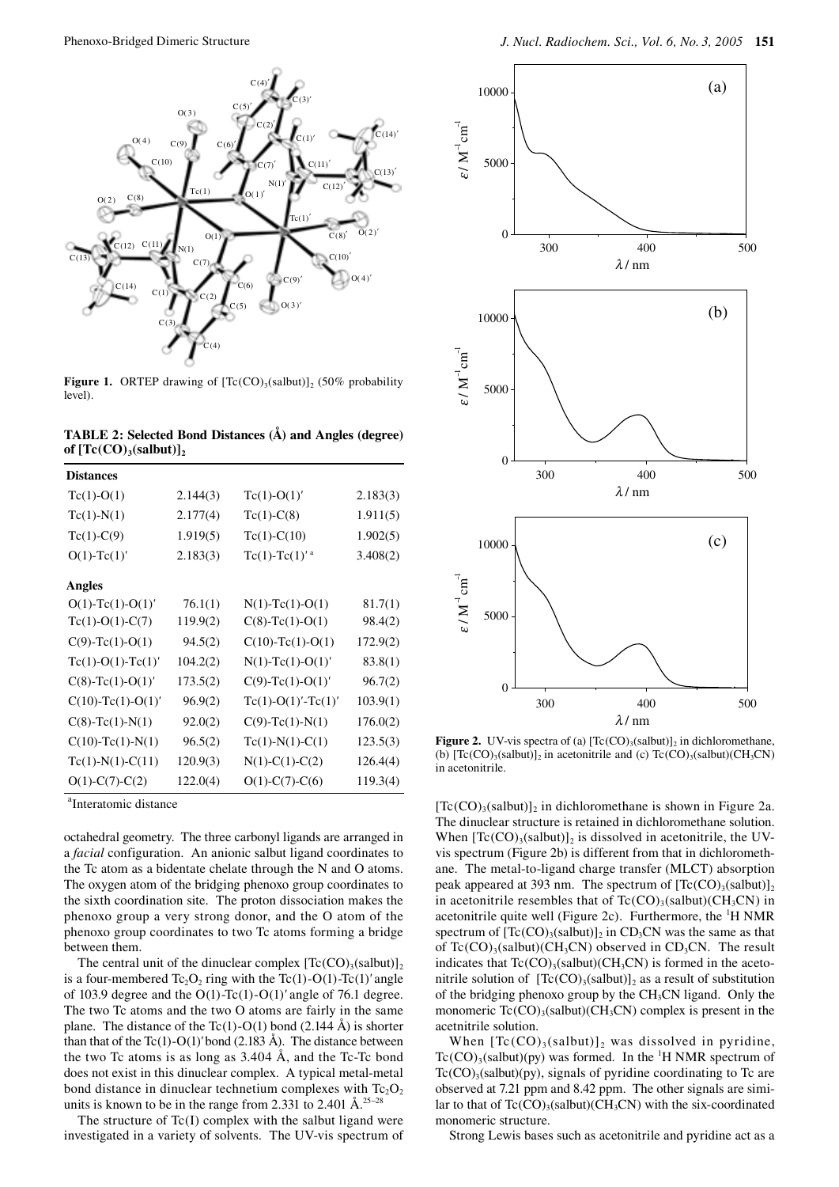**Figure 1.** ORTEP drawing of $[Tc(CO)_3(salbut)]_2$ (50% probability level).

**TABLE 2: Selected Bond Distances (Å) and Angles (degree) of $[Tc(CO)_3(salbut)]_2$**

| | | | |
|---|---|---|---|
| **Distances** | | | |
| Tc(1)-O(1) | 2.144(3) | Tc(1)-O(1)′ | 2.183(3) |
| Tc(1)-N(1) | 2.177(4) | Tc(1)-C(8) | 1.911(5) |
| Tc(1)-C(9) | 1.919(5) | Tc(1)-C(10) | 1.902(5) |
| O(1)-Tc(1)′ | 2.183(3) | Tc(1)-Tc(1)′ [a] | 3.408(2) |
| **Angles** | | | |
| O(1)-Tc(1)-O(1)′ | 76.1(1) | N(1)-Tc(1)-O(1) | 81.7(1) |
| Tc(1)-O(1)-C(7) | 119.9(2) | C(8)-Tc(1)-O(1) | 98.4(2) |
| C(9)-Tc(1)-O(1) | 94.5(2) | C(10)-Tc(1)-O(1) | 172.9(2) |
| Tc(1)-O(1)-Tc(1)′ | 104.2(2) | N(1)-Tc(1)-O(1)′ | 83.8(1) |
| C(8)-Tc(1)-O(1)′ | 173.5(2) | C(9)-Tc(1)-O(1)′ | 96.7(2) |
| C(10)-Tc(1)-O(1)′ | 96.9(2) | Tc(1)-O(1)′-Tc(1)′ | 103.9(1) |
| C(8)-Tc(1)-N(1) | 92.0(2) | C(9)-Tc(1)-N(1) | 176.0(2) |
| C(10)-Tc(1)-N(1) | 96.5(2) | Tc(1)-N(1)-C(1) | 123.5(3) |
| Tc(1)-N(1)-C(11) | 120.9(3) | N(1)-C(1)-C(2) | 126.4(4) |
| O(1)-C(7)-C(2) | 122.0(4) | O(1)-C(7)-C(6) | 119.3(4) |

[a]Interatomic distance

octahedral geometry. The three carbonyl ligands are arranged in a *facial* configuration. An anionic salbut ligand coordinates to the Tc atom as a bidentate chelate through the N and O atoms. The oxygen atom of the bridging phenoxo group coordinates to the sixth coordination site. The proton dissociation makes the phenoxo group a very strong donor, and the O atom of the phenoxo group coordinates to two Tc atoms forming a bridge between them.

The central unit of the dinuclear complex $[Tc(CO)_3(salbut)]_2$ is a four-membered $Tc_2O_2$ ring with the Tc(1)-O(1)-Tc(1)′ angle of 103.9 degree and the O(1)-Tc(1)-O(1)′ angle of 76.1 degree. The two Tc atoms and the two O atoms are fairly in the same plane. The distance of the Tc(1)-O(1) bond (2.144 Å) is shorter than that of the Tc(1)-O(1)′ bond (2.183 Å). The distance between the two Tc atoms is as long as 3.404 Å, and the Tc-Tc bond does not exist in this dinuclear complex. A typical metal-metal bond distance in dinuclear technetium complexes with $Tc_2O_2$ units is known to be in the range from 2.331 to 2.401 Å.[25–28]

The structure of Tc(I) complex with the salbut ligand were investigated in a variety of solvents. The UV-vis spectrum of $[Tc(CO)_3(salbut)]_2$ in dichloromethane is shown in Figure 2a. The dinuclear structure is retained in dichloromethane solution. When $[Tc(CO)_3(salbut)]_2$ is dissolved in acetonitrile, the UV-vis spectrum (Figure 2b) is different from that in dichloromethane. The metal-to-ligand charge transfer (MLCT) absorption peak appeared at 393 nm. The spectrum of $[Tc(CO)_3(salbut)]_2$ in acetonitrile resembles that of $Tc(CO)_3(salbut)(CH_3CN)$ in acetonitrile quite well (Figure 2c). Furthermore, the $^1H$ NMR spectrum of $[Tc(CO)_3(salbut)]_2$ in $CD_3CN$ was the same as that of $Tc(CO)_3(salbut)(CH_3CN)$ observed in $CD_3CN$. The result indicates that $Tc(CO)_3(salbut)(CH_3CN)$ is formed in the acetonitrile solution of $[Tc(CO)_3(salbut)]_2$ as a result of substitution of the bridging phenoxo group by the $CH_3CN$ ligand. Only the monomeric $Tc(CO)_3(salbut)(CH_3CN)$ complex is present in the acetonitrile solution.

When $[Tc(CO)_3(salbut)]_2$ was dissolved in pyridine, $Tc(CO)_3(salbut)(py)$ was formed. In the $^1H$ NMR spectrum of $Tc(CO)_3(salbut)(py)$, signals of pyridine coordinating to Tc are observed at 7.21 ppm and 8.42 ppm. The other signals are similar to that of $Tc(CO)_3(salbut)(CH_3CN)$ with the six-coordinated monomeric structure.

Strong Lewis bases such as acetonitrile and pyridine act as a

**Figure 2.** UV-vis spectra of (a) $[Tc(CO)_3(salbut)]_2$ in dichloromethane, (b) $[Tc(CO)_3(salbut)]_2$ in acetonitrile and (c) $Tc(CO)_3(salbut)(CH_3CN)$ in acetonitrile.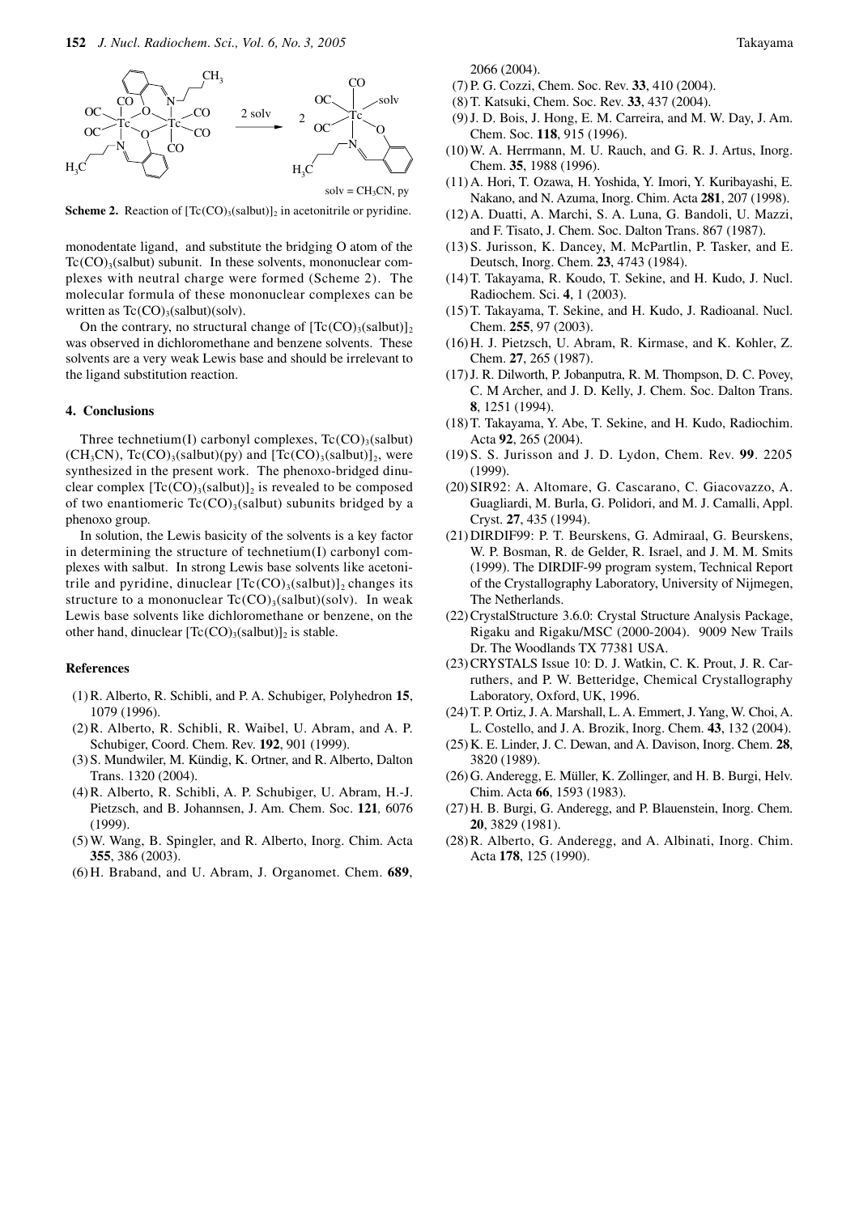**Scheme 2.** Reaction of $[Tc(CO)_3(salbut)]_2$ in acetonitrile or pyridine.

monodentate ligand, and substitute the bridging O atom of the $Tc(CO)_3$(salbut) subunit. In these solvents, mononuclear complexes with neutral charge were formed (Scheme 2). The molecular formula of these mononuclear complexes can be written as $Tc(CO)_3$(salbut)(solv).

On the contrary, no structural change of $[Tc(CO)_3(salbut)]_2$ was observed in dichloromethane and benzene solvents. These solvents are a very weak Lewis base and should be irrelevant to the ligand substitution reaction.

## 4. Conclusions

Three technetium(I) carbonyl complexes, $Tc(CO)_3$(salbut)($CH_3CN$), $Tc(CO)_3$(salbut)(py) and $[Tc(CO)_3(salbut)]_2$, were synthesized in the present work. The phenoxo-bridged dinuclear complex $[Tc(CO)_3(salbut)]_2$ is revealed to be composed of two enantiomeric $Tc(CO)_3$(salbut) subunits bridged by a phenoxo group.

In solution, the Lewis basicity of the solvents is a key factor in determining the structure of technetium(I) carbonyl complexes with salbut. In strong Lewis base solvents like acetonitrile and pyridine, dinuclear $[Tc(CO)_3(salbut)]_2$ changes its structure to a mononuclear $Tc(CO)_3$(salbut)(solv). In weak Lewis base solvents like dichloromethane or benzene, on the other hand, dinuclear $[Tc(CO)_3(salbut)]_2$ is stable.

## References

(1) R. Alberto, R. Schibli, and P. A. Schubiger, Polyhedron **15**, 1079 (1996).
(2) R. Alberto, R. Schibli, R. Waibel, U. Abram, and A. P. Schubiger, Coord. Chem. Rev. **192**, 901 (1999).
(3) S. Mundwiler, M. Kündig, K. Ortner, and R. Alberto, Dalton Trans. 1320 (2004).
(4) R. Alberto, R. Schibli, A. P. Schubiger, U. Abram, H.-J. Pietzsch, and B. Johannsen, J. Am. Chem. Soc. **121**, 6076 (1999).
(5) W. Wang, B. Spingler, and R. Alberto, Inorg. Chim. Acta **355**, 386 (2003).
(6) H. Braband, and U. Abram, J. Organomet. Chem. **689**, 2066 (2004).
(7) P. G. Cozzi, Chem. Soc. Rev. **33**, 410 (2004).
(8) T. Katsuki, Chem. Soc. Rev. **33**, 437 (2004).
(9) J. D. Bois, J. Hong, E. M. Carreira, and M. W. Day, J. Am. Chem. Soc. **118**, 915 (1996).
(10) W. A. Herrmann, M. U. Rauch, and G. R. J. Artus, Inorg. Chem. **35**, 1988 (1996).
(11) A. Hori, T. Ozawa, H. Yoshida, Y. Imori, Y. Kuribayashi, E. Nakano, and N. Azuma, Inorg. Chim. Acta **281**, 207 (1998).
(12) A. Duatti, A. Marchi, S. A. Luna, G. Bandoli, U. Mazzi, and F. Tisato, J. Chem. Soc. Dalton Trans. 867 (1987).
(13) S. Jurisson, K. Dancey, M. McPartlin, P. Tasker, and E. Deutsch, Inorg. Chem. **23**, 4743 (1984).
(14) T. Takayama, R. Koudo, T. Sekine, and H. Kudo, J. Nucl. Radiochem. Sci. **4**, 1 (2003).
(15) T. Takayama, T. Sekine, and H. Kudo, J. Radioanal. Nucl. Chem. **255**, 97 (2003).
(16) H. J. Pietzsch, U. Abram, R. Kirmase, and K. Kohler, Z. Chem. **27**, 265 (1987).
(17) J. R. Dilworth, P. Jobanputra, R. M. Thompson, D. C. Povey, C. M Archer, and J. D. Kelly, J. Chem. Soc. Dalton Trans. **8**, 1251 (1994).
(18) T. Takayama, Y. Abe, T. Sekine, and H. Kudo, Radiochim. Acta **92**, 265 (2004).
(19) S. S. Jurisson and J. D. Lydon, Chem. Rev. **99**. 2205 (1999).
(20) SIR92: A. Altomare, G. Cascarano, C. Giacovazzo, A. Guagliardi, M. Burla, G. Polidori, and M. J. Camalli, Appl. Cryst. **27**, 435 (1994).
(21) DIRDIF99: P. T. Beurskens, G. Admiraal, G. Beurskens, W. P. Bosman, R. de Gelder, R. Israel, and J. M. M. Smits (1999). The DIRDIF-99 program system, Technical Report of the Crystallography Laboratory, University of Nijmegen, The Netherlands.
(22) CrystalStructure 3.6.0: Crystal Structure Analysis Package, Rigaku and Rigaku/MSC (2000-2004). 9009 New Trails Dr. The Woodlands TX 77381 USA.
(23) CRYSTALS Issue 10: D. J. Watkin, C. K. Prout, J. R. Carruthers, and P. W. Betteridge, Chemical Crystallography Laboratory, Oxford, UK, 1996.
(24) T. P. Ortiz, J. A. Marshall, L. A. Emmert, J. Yang, W. Choi, A. L. Costello, and J. A. Brozik, Inorg. Chem. **43**, 132 (2004).
(25) K. E. Linder, J. C. Dewan, and A. Davison, Inorg. Chem. **28**, 3820 (1989).
(26) G. Anderegg, E. Müller, K. Zollinger, and H. B. Burgi, Helv. Chim. Acta **66**, 1593 (1983).
(27) H. B. Burgi, G. Anderegg, and P. Blauenstein, Inorg. Chem. **20**, 3829 (1981).
(28) R. Alberto, G. Anderegg, and A. Albinati, Inorg. Chim. Acta **178**, 125 (1990).